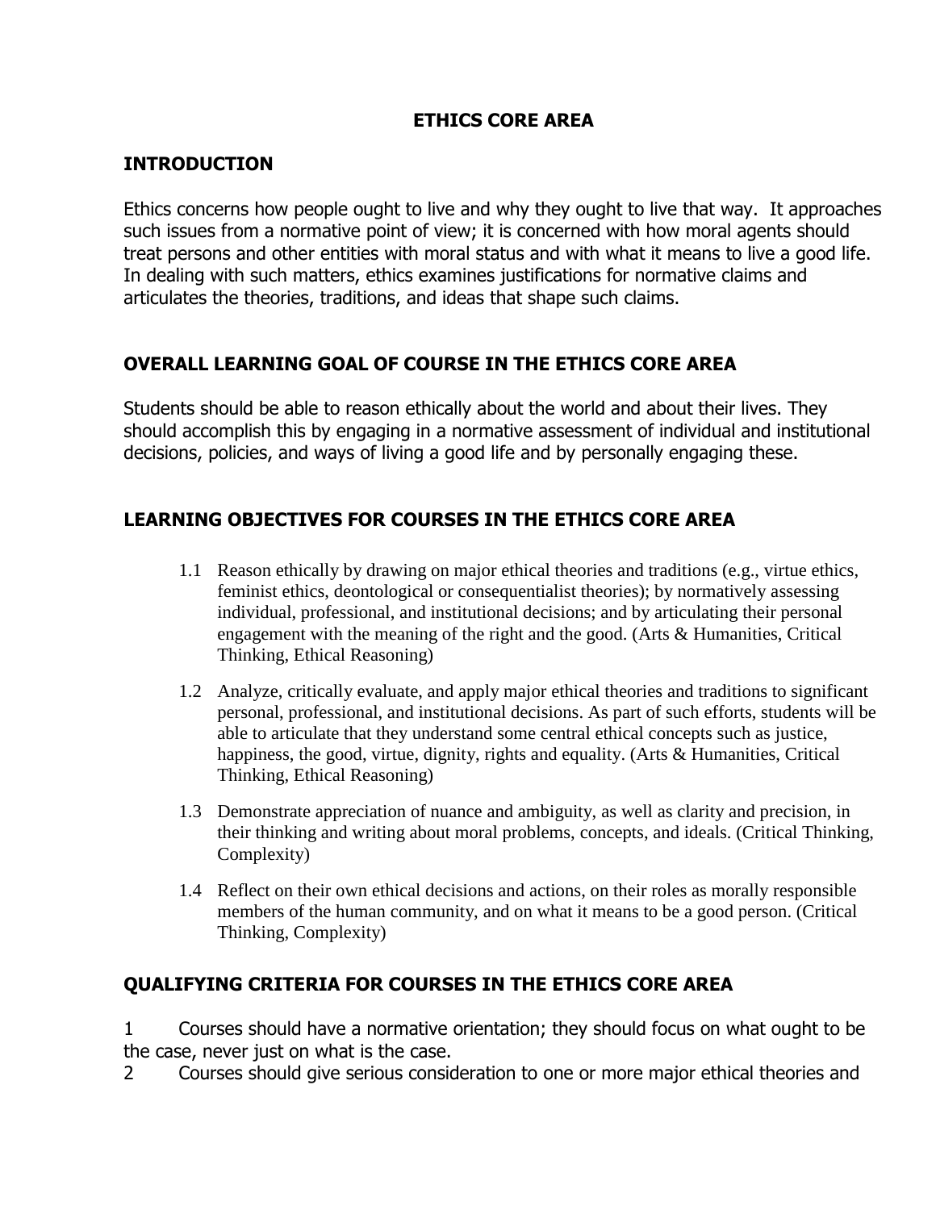# ETHICS CORE AREA

## INTRODUCTION

Ethics concerns how people ought to live and why they ought to live that way. It approaches such issues from a normative point of view; it is concerned with how moral agents should treat persons and other entities with moral status and with what it means to live a good life. In dealing with such matters, ethics examines justifications for normative claims and articulates the theories, traditions, and ideas that shape such claims.

## OVERALL LEARNING GOAL OF COURSE IN THE ETHICS CORE AREA

Students should be able to reason ethically about the world and about their lives. They should accomplish this by engaging in a normative assessment of individual and institutional decisions, policies, and ways of living a good life and by personally engaging these.

## LEARNING OBJECTIVES FOR COURSES IN THE ETHICS CORE AREA

1.1 Reason ethically by drawing on major ethical theories and traditions (e.g., virtue ethics, feminist ethics, deontological or consequentialist theories); by normatively assessing individual, professional, and institutional decisions; and by articulating their personal engagement with the meaning of the right and the good. (Arts & Humanities, Critical Thinking, Ethical Reasoning)

1.2 Analyze, critically evaluate, and apply major ethical theories and traditions to significant personal, professional, and institutional decisions. As part of such efforts, students will be able to articulate that they understand some central ethical concepts such as justice, happiness, the good, virtue, dignity, rights and equality. (Arts & Humanities, Critical Thinking, Ethical Reasoning)

1.3 Demonstrate appreciation of nuance and ambiguity, as well as clarity and precision, in their thinking and writing about moral problems, concepts, and ideals. (Critical Thinking, Complexity)

1.4 Reflect on their own ethical decisions and actions, on their roles as morally responsible members of the human community, and on what it means to be a good person. (Critical Thinking, Complexity)

## QUALIFYING CRITERIA FOR COURSES IN THE ETHICS CORE AREA

1 Courses should have a normative orientation; they should focus on what ought to be the case, never just on what is the case.

2 Courses should give serious consideration to one or more major ethical theories and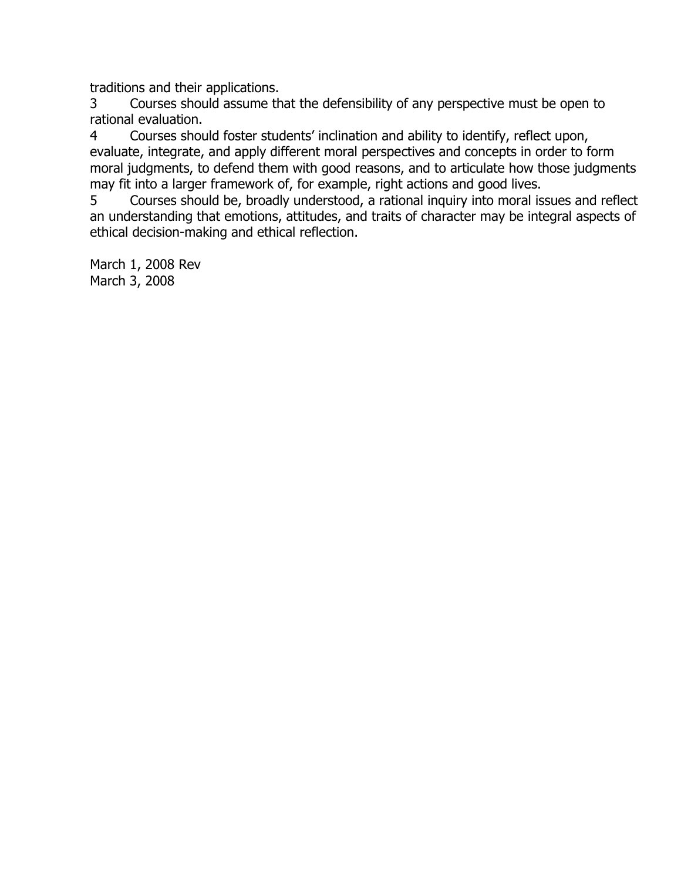traditions and their applications.

3 Courses should assume that the defensibility of any perspective must be open to rational evaluation.

4 Courses should foster students' inclination and ability to identify, reflect upon, evaluate, integrate, and apply different moral perspectives and concepts in order to form moral judgments, to defend them with good reasons, and to articulate how those judgments may fit into a larger framework of, for example, right actions and good lives.

5 Courses should be, broadly understood, a rational inquiry into moral issues and reflect an understanding that emotions, attitudes, and traits of character may be integral aspects of ethical decision-making and ethical reflection.

March 1, 2008 Rev
March 3, 2008